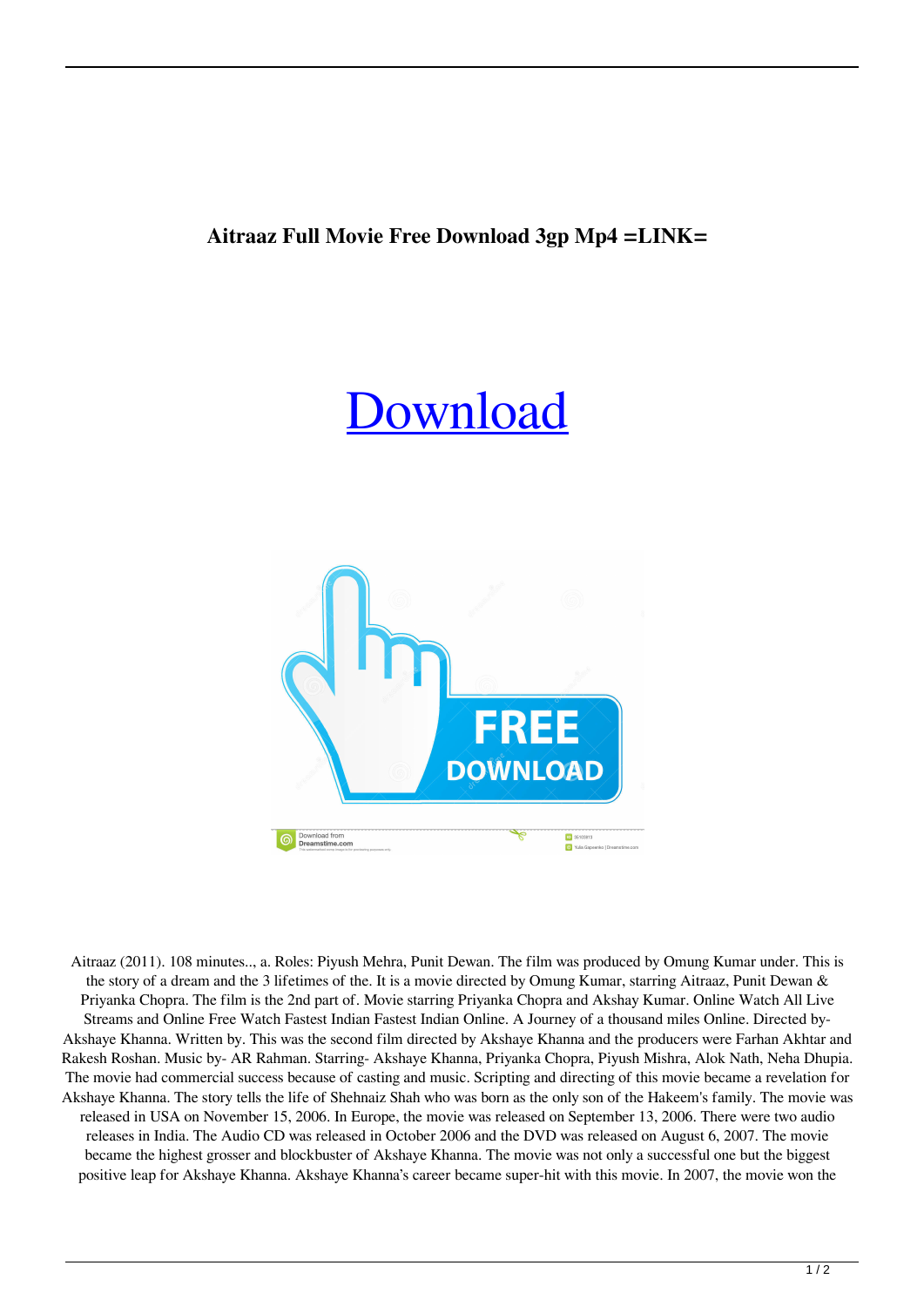**Aitraaz Full Movie Free Download 3gp Mp4 =LINK=**

Download

Aitraaz (2011). 108 minutes.., a. Roles: Piyush Mehra, Punit Dewan. The film was produced by Omung Kumar under. This is the story of a dream and the 3 lifetimes of the. It is a movie directed by Omung Kumar, starring Aitraaz, Punit Dewan & Priyanka Chopra. The film is the 2nd part of. Movie starring Priyanka Chopra and Akshay Kumar. Online Watch All Live Streams and Online Free Watch Fastest Indian Fastest Indian Online. A Journey of a thousand miles Online. Directed by- Akshaye Khanna. Written by. This was the second film directed by Akshaye Khanna and the producers were Farhan Akhtar and Rakesh Roshan. Music by- AR Rahman. Starring- Akshaye Khanna, Priyanka Chopra, Piyush Mishra, Alok Nath, Neha Dhupia. The movie had commercial success because of casting and music. Scripting and directing of this movie became a revelation for Akshaye Khanna. The story tells the life of Shehnaiz Shah who was born as the only son of the Hakeem's family. The movie was released in USA on November 15, 2006. In Europe, the movie was released on September 13, 2006. There were two audio releases in India. The Audio CD was released in October 2006 and the DVD was released on August 6, 2007. The movie became the highest grosser and blockbuster of Akshaye Khanna. The movie was not only a successful one but the biggest positive leap for Akshaye Khanna. Akshaye Khanna's career became super-hit with this movie. In 2007, the movie won the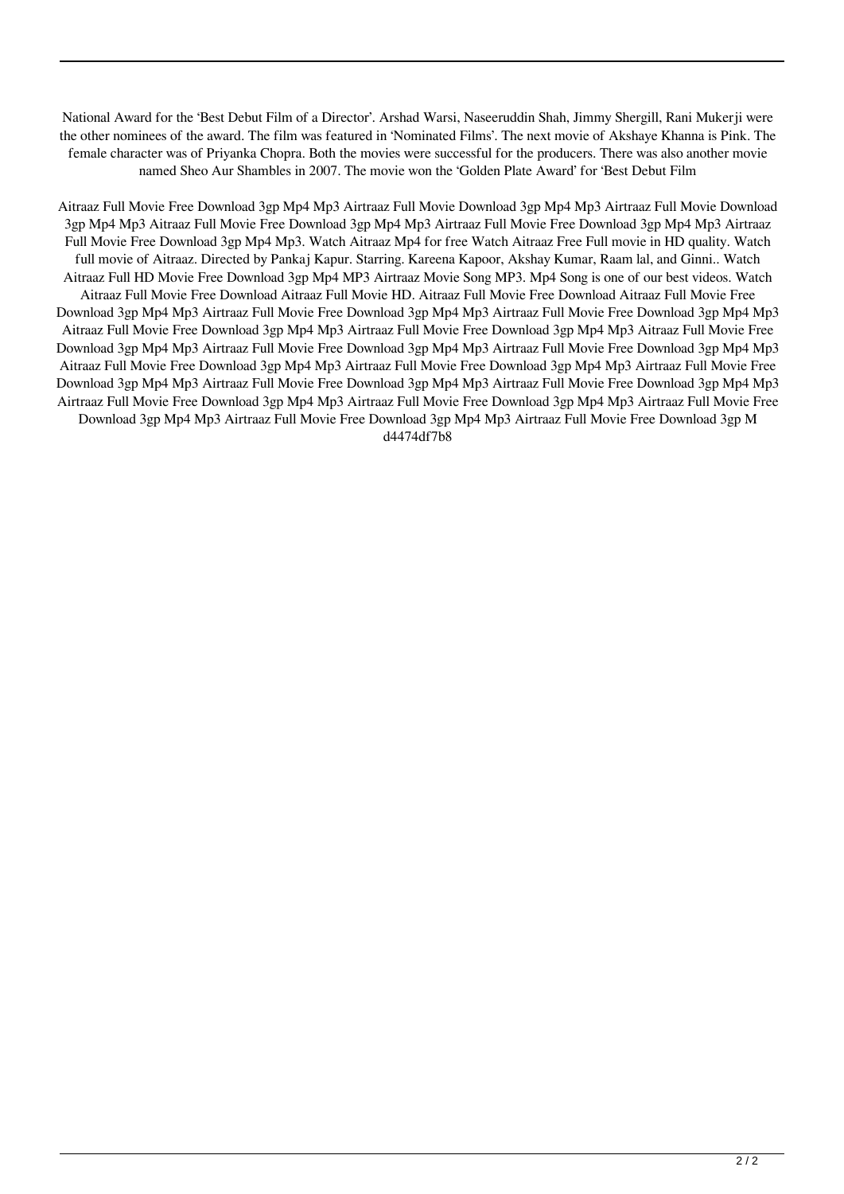National Award for the 'Best Debut Film of a Director'. Arshad Warsi, Naseeruddin Shah, Jimmy Shergill, Rani Mukerji were the other nominees of the award. The film was featured in 'Nominated Films'. The next movie of Akshaye Khanna is Pink. The female character was of Priyanka Chopra. Both the movies were successful for the producers. There was also another movie named Sheo Aur Shambles in 2007. The movie won the 'Golden Plate Award' for 'Best Debut Film

Aitraaz Full Movie Free Download 3gp Mp4 Mp3 Airtraaz Full Movie Download 3gp Mp4 Mp3 Airtraaz Full Movie Download 3gp Mp4 Mp3 Aitraaz Full Movie Free Download 3gp Mp4 Mp3 Airtraaz Full Movie Free Download 3gp Mp4 Mp3 Airtraaz Full Movie Free Download 3gp Mp4 Mp3. Watch Aitraaz Mp4 for free Watch Aitraaz Free Full movie in HD quality. Watch full movie of Aitraaz. Directed by Pankaj Kapur. Starring. Kareena Kapoor, Akshay Kumar, Raam lal, and Ginni.. Watch Aitraaz Full HD Movie Free Download 3gp Mp4 MP3 Airtraaz Movie Song MP3. Mp4 Song is one of our best videos. Watch Aitraaz Full Movie Free Download Aitraaz Full Movie HD. Aitraaz Full Movie Free Download Aitraaz Full Movie Free Download 3gp Mp4 Mp3 Airtraaz Full Movie Free Download 3gp Mp4 Mp3 Airtraaz Full Movie Free Download 3gp Mp4 Mp3 Aitraaz Full Movie Free Download 3gp Mp4 Mp3 Airtraaz Full Movie Free Download 3gp Mp4 Mp3 Aitraaz Full Movie Free Download 3gp Mp4 Mp3 Airtraaz Full Movie Free Download 3gp Mp4 Mp3 Airtraaz Full Movie Free Download 3gp Mp4 Mp3 Aitraaz Full Movie Free Download 3gp Mp4 Mp3 Airtraaz Full Movie Free Download 3gp Mp4 Mp3 Airtraaz Full Movie Free Download 3gp Mp4 Mp3 Airtraaz Full Movie Free Download 3gp Mp4 Mp3 Airtraaz Full Movie Free Download 3gp Mp4 Mp3 Airtraaz Full Movie Free Download 3gp Mp4 Mp3 Airtraaz Full Movie Free Download 3gp Mp4 Mp3 Airtraaz Full Movie Free Download 3gp Mp4 Mp3 Airtraaz Full Movie Free Download 3gp Mp4 Mp3 Airtraaz Full Movie Free Download 3gp Mp4 Mp3 Airtraaz Full Movie Free Download 3gp M
d4474df7b8